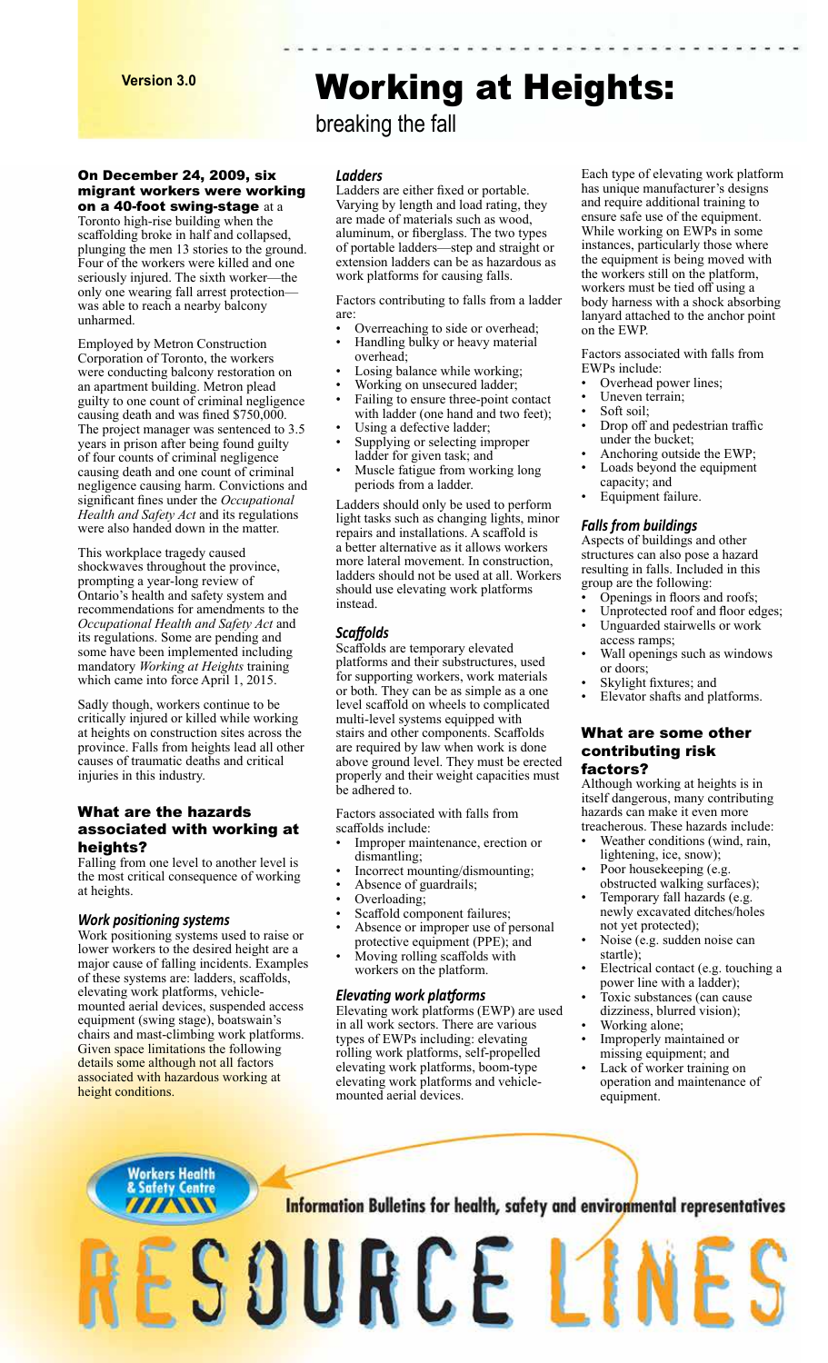Version 3.0

# Working at Heights:

## breaking the fall

**On December 24, 2009, six migrant workers were working on a 40-foot swing-stage** at a Toronto high-rise building when the scaffolding broke in half and collapsed, plunging the men 13 stories to the ground. Four of the workers were killed and one seriously injured. The sixth worker—the only one wearing fall arrest protection—was able to reach a nearby balcony unharmed.

Employed by Metron Construction Corporation of Toronto, the workers were conducting balcony restoration on an apartment building. Metron plead guilty to one count of criminal negligence causing death and was fined $750,000. The project manager was sentenced to 3.5 years in prison after being found guilty of four counts of criminal negligence causing death and one count of criminal negligence causing harm. Convictions and significant fines under the *Occupational Health and Safety Act* and its regulations were also handed down in the matter.

This workplace tragedy caused shockwaves throughout the province, prompting a year-long review of Ontario's health and safety system and recommendations for amendments to the *Occupational Health and Safety Act* and its regulations. Some are pending and some have been implemented including mandatory *Working at Heights* training which came into force April 1, 2015.

Sadly though, workers continue to be critically injured or killed while working at heights on construction sites across the province. Falls from heights lead all other causes of traumatic deaths and critical injuries in this industry.

### What are the hazards associated with working at heights?

Falling from one level to another level is the most critical consequence of working at heights.

#### *Work positioning systems*

Work positioning systems used to raise or lower workers to the desired height are a major cause of falling incidents. Examples of these systems are: ladders, scaffolds, elevating work platforms, vehicle-mounted aerial devices, suspended access equipment (swing stage), boatswain's chairs and mast-climbing work platforms. Given space limitations the following details some although not all factors associated with hazardous working at height conditions.

#### *Ladders*

Ladders are either fixed or portable. Varying by length and load rating, they are made of materials such as wood, aluminum, or fiberglass. The two types of portable ladders—step and straight or extension ladders can be as hazardous as work platforms for causing falls.

Factors contributing to falls from a ladder are:

- Overreaching to side or overhead;
- Handling bulky or heavy material overhead;
- Losing balance while working;
- Working on unsecured ladder;
- Failing to ensure three-point contact with ladder (one hand and two feet);
- Using a defective ladder;
- Supplying or selecting improper ladder for given task; and
- Muscle fatigue from working long periods from a ladder.

Ladders should only be used to perform light tasks such as changing lights, minor repairs and installations. A scaffold is a better alternative as it allows workers more lateral movement. In construction, ladders should not be used at all. Workers should use elevating work platforms instead.

#### *Scaffolds*

Scaffolds are temporary elevated platforms and their substructures, used for supporting workers, work materials or both. They can be as simple as a one level scaffold on wheels to complicated multi-level systems equipped with stairs and other components. Scaffolds are required by law when work is done above ground level. They must be erected properly and their weight capacities must be adhered to.

Factors associated with falls from scaffolds include:

- Improper maintenance, erection or dismantling;
- Incorrect mounting/dismounting;
- Absence of guardrails;
- Overloading;
- Scaffold component failures;
- Absence or improper use of personal protective equipment (PPE); and
- Moving rolling scaffolds with workers on the platform.

#### *Elevating work platforms*

Elevating work platforms (EWP) are used in all work sectors. There are various types of EWPs including: elevating rolling work platforms, self-propelled elevating work platforms, boom-type elevating work platforms and vehicle-mounted aerial devices.

Each type of elevating work platform has unique manufacturer's designs and require additional training to ensure safe use of the equipment. While working on EWPs in some instances, particularly those where the equipment is being moved with the workers still on the platform, workers must be tied off using a body harness with a shock absorbing lanyard attached to the anchor point on the EWP.

Factors associated with falls from EWPs include:

- Overhead power lines;
- Uneven terrain;
- Soft soil;
- Drop off and pedestrian traffic under the bucket;
- Anchoring outside the EWP;
- Loads beyond the equipment capacity; and
- Equipment failure.

#### *Falls from buildings*

Aspects of buildings and other structures can also pose a hazard resulting in falls. Included in this group are the following:

- Openings in floors and roofs;
- Unprotected roof and floor edges;
- Unguarded stairwells or work access ramps;
- Wall openings such as windows or doors;
- Skylight fixtures; and
- Elevator shafts and platforms.

### What are some other contributing risk factors?

Although working at heights is in itself dangerous, many contributing hazards can make it even more treacherous. These hazards include:

- Weather conditions (wind, rain, lightening, ice, snow);
- Poor housekeeping (e.g. obstructed walking surfaces);
- Temporary fall hazards (e.g. newly excavated ditches/holes not yet protected);
- Noise (e.g. sudden noise can startle);
- Electrical contact (e.g. touching a power line with a ladder);
- Toxic substances (can cause dizziness, blurred vision);
- Working alone;
- Improperly maintained or missing equipment; and
- Lack of worker training on operation and maintenance of equipment.

Workers Health & Safety Centre

Information Bulletins for health, safety and environmental representatives

RESOURCE LINES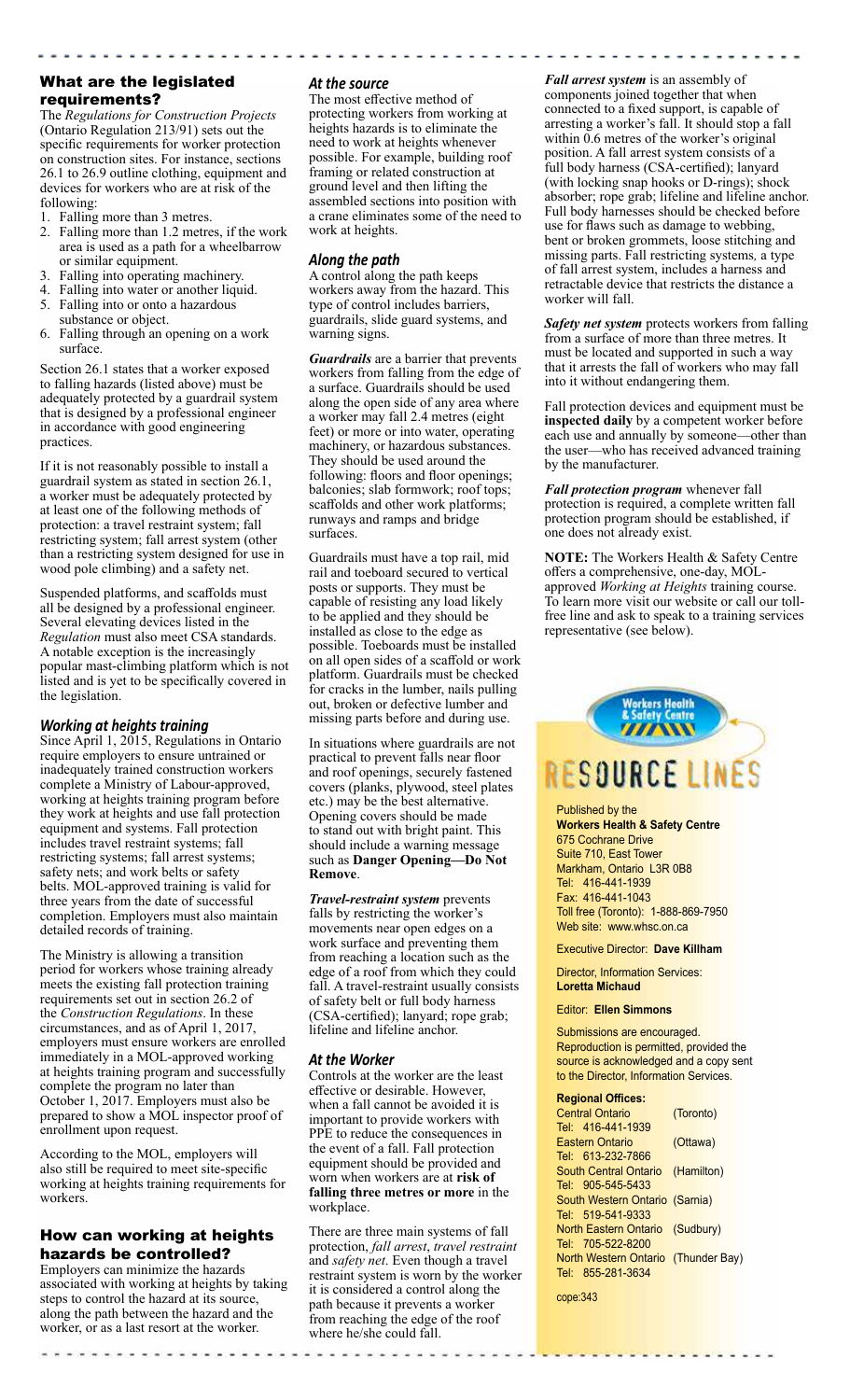## What are the legislated requirements?

The *Regulations for Construction Projects* (Ontario Regulation 213/91) sets out the specific requirements for worker protection on construction sites. For instance, sections 26.1 to 26.9 outline clothing, equipment and devices for workers who are at risk of the following:

1. Falling more than 3 metres.
2. Falling more than 1.2 metres, if the work area is used as a path for a wheelbarrow or similar equipment.
3. Falling into operating machinery.
4. Falling into water or another liquid.
5. Falling into or onto a hazardous substance or object.
6. Falling through an opening on a work surface.

Section 26.1 states that a worker exposed to falling hazards (listed above) must be adequately protected by a guardrail system that is designed by a professional engineer in accordance with good engineering practices.

If it is not reasonably possible to install a guardrail system as stated in section 26.1, a worker must be adequately protected by at least one of the following methods of protection: a travel restraint system; fall restricting system; fall arrest system (other than a restricting system designed for use in wood pole climbing) and a safety net.

Suspended platforms, and scaffolds must all be designed by a professional engineer. Several elevating devices listed in the *Regulation* must also meet CSA standards. A notable exception is the increasingly popular mast-climbing platform which is not listed and is yet to be specifically covered in the legislation.

### Working at heights training

Since April 1, 2015, Regulations in Ontario require employers to ensure untrained or inadequately trained construction workers complete a Ministry of Labour-approved, working at heights training program before they work at heights and use fall protection equipment and systems. Fall protection includes travel restraint systems; fall restricting systems; fall arrest systems; safety nets; and work belts or safety belts. MOL-approved training is valid for three years from the date of successful completion. Employers must also maintain detailed records of training.

The Ministry is allowing a transition period for workers whose training already meets the existing fall protection training requirements set out in section 26.2 of the *Construction Regulations*. In these circumstances, and as of April 1, 2017, employers must ensure workers are enrolled immediately in a MOL-approved working at heights training program and successfully complete the program no later than October 1, 2017. Employers must also be prepared to show a MOL inspector proof of enrollment upon request.

According to the MOL, employers will also still be required to meet site-specific working at heights training requirements for workers.

## How can working at heights hazards be controlled?

Employers can minimize the hazards associated with working at heights by taking steps to control the hazard at its source, along the path between the hazard and the worker, or as a last resort at the worker.

### At the source

The most effective method of protecting workers from working at heights hazards is to eliminate the need to work at heights whenever possible. For example, building roof framing or related construction at ground level and then lifting the assembled sections into position with a crane eliminates some of the need to work at heights.

### Along the path

A control along the path keeps workers away from the hazard. This type of control includes barriers, guardrails, slide guard systems, and warning signs.

***Guardrails*** are a barrier that prevents workers from falling from the edge of a surface. Guardrails should be used along the open side of any area where a worker may fall 2.4 metres (eight feet) or more or into water, operating machinery, or hazardous substances. They should be used around the following: floors and floor openings; balconies; slab formwork; roof tops; scaffolds and other work platforms; runways and ramps and bridge surfaces.

Guardrails must have a top rail, mid rail and toeboard secured to vertical posts or supports. They must be capable of resisting any load likely to be applied and they should be installed as close to the edge as possible. Toeboards must be installed on all open sides of a scaffold or work platform. Guardrails must be checked for cracks in the lumber, nails pulling out, broken or defective lumber and missing parts before and during use.

In situations where guardrails are not practical to prevent falls near floor and roof openings, securely fastened covers (planks, plywood, steel plates etc.) may be the best alternative. Opening covers should be made to stand out with bright paint. This should include a warning message such as **Danger Opening—Do Not Remove**.

***Travel-restraint system*** prevents falls by restricting the worker's movements near open edges on a work surface and preventing them from reaching a location such as the edge of a roof from which they could fall. A travel-restraint usually consists of safety belt or full body harness (CSA-certified); lanyard; rope grab; lifeline and lifeline anchor.

### At the Worker

Controls at the worker are the least effective or desirable. However, when a fall cannot be avoided it is important to provide workers with PPE to reduce the consequences in the event of a fall. Fall protection equipment should be provided and worn when workers are at **risk of falling three metres or more** in the workplace.

There are three main systems of fall protection, *fall arrest*, *travel restraint* and *safety net*. Even though a travel restraint system is worn by the worker it is considered a control along the path because it prevents a worker from reaching the edge of the roof where he/she could fall.

***Fall arrest system*** is an assembly of components joined together that when connected to a fixed support, is capable of arresting a worker's fall. It should stop a fall within 0.6 metres of the worker's original position. A fall arrest system consists of a full body harness (CSA-certified); lanyard (with locking snap hooks or D-rings); shock absorber; rope grab; lifeline and lifeline anchor. Full body harnesses should be checked before use for flaws such as damage to webbing, bent or broken grommets, loose stitching and missing parts. Fall restricting systems, a type of fall arrest system, includes a harness and retractable device that restricts the distance a worker will fall.

***Safety net system*** protects workers from falling from a surface of more than three metres. It must be located and supported in such a way that it arrests the fall of workers who may fall into it without endangering them.

Fall protection devices and equipment must be **inspected daily** by a competent worker before each use and annually by someone—other than the user—who has received advanced training by the manufacturer.

***Fall protection program*** whenever fall protection is required, a complete written fall protection program should be established, if one does not already exist.

**NOTE:** The Workers Health & Safety Centre offers a comprehensive, one-day, MOL-approved *Working at Heights* training course. To learn more visit our website or call our toll-free line and ask to speak to a training services representative (see below).

Workers Health & Safety Centre

# RESOURCE LINES

Published by the
**Workers Health & Safety Centre**
675 Cochrane Drive
Suite 710, East Tower
Markham, Ontario L3R 0B8
Tel: 416-441-1939
Fax: 416-441-1043
Toll free (Toronto): 1-888-869-7950
Web site: www.whsc.on.ca

Executive Director: **Dave Killham**

Director, Information Services: **Loretta Michaud**

Editor: **Ellen Simmons**

Submissions are encouraged. Reproduction is permitted, provided the source is acknowledged and a copy sent to the Director, Information Services.

**Regional Offices:**

Central Ontario (Toronto)
Tel: 416-441-1939

Eastern Ontario (Ottawa)
Tel: 613-232-7866

South Central Ontario (Hamilton)
Tel: 905-545-5433

South Western Ontario (Sarnia)
Tel: 519-541-9333

North Eastern Ontario (Sudbury)
Tel: 705-522-8200

North Western Ontario (Thunder Bay)
Tel: 855-281-3634

cope:343